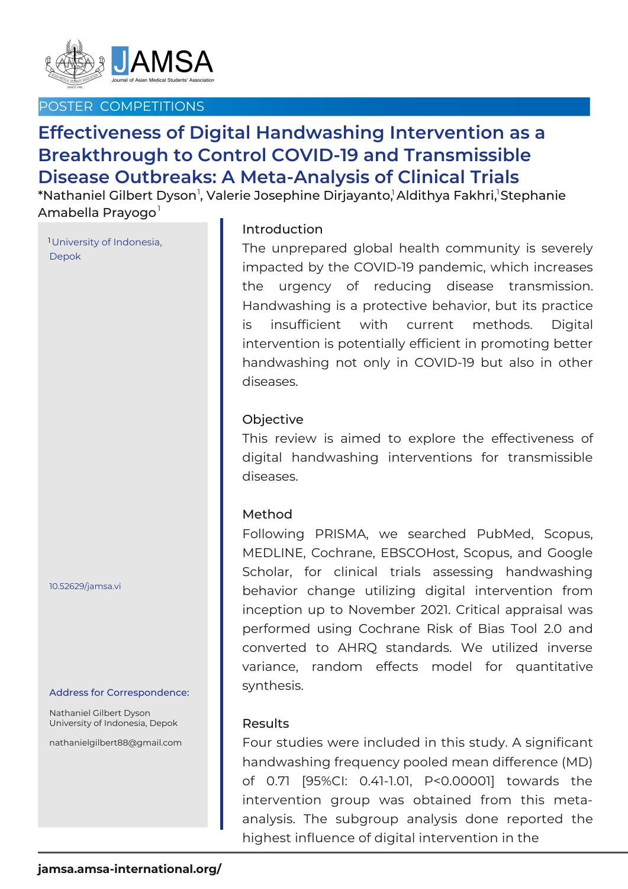POSTER COMPETITIONS

# Effectiveness of Digital Handwashing Intervention as a Breakthrough to Control COVID-19 and Transmissible Disease Outbreaks: A Meta-Analysis of Clinical Trials

*Nathaniel Gilbert Dyson[1], Valerie Josephine Dirjayanto[1], Aldithya Fakhri,[1] Stephanie Amabella Prayogo[1]

[1] University of Indonesia, Depok

10.52629/jamsa.vi

**Address for Correspondence:**

Nathaniel Gilbert Dyson
University of Indonesia, Depok

nathanielgilbert88@gmail.com

## Introduction

The unprepared global health community is severely impacted by the COVID-19 pandemic, which increases the urgency of reducing disease transmission. Handwashing is a protective behavior, but its practice is insufficient with current methods. Digital intervention is potentially efficient in promoting better handwashing not only in COVID-19 but also in other diseases.

## Objective

This review is aimed to explore the effectiveness of digital handwashing interventions for transmissible diseases.

## Method

Following PRISMA, we searched PubMed, Scopus, MEDLINE, Cochrane, EBSCOHost, Scopus, and Google Scholar, for clinical trials assessing handwashing behavior change utilizing digital intervention from inception up to November 2021. Critical appraisal was performed using Cochrane Risk of Bias Tool 2.0 and converted to AHRQ standards. We utilized inverse variance, random effects model for quantitative synthesis.

## Results

Four studies were included in this study. A significant handwashing frequency pooled mean difference (MD) of 0.71 [95%CI: 0.41-1.01, P<0.00001] towards the intervention group was obtained from this meta-analysis. The subgroup analysis done reported the highest influence of digital intervention in the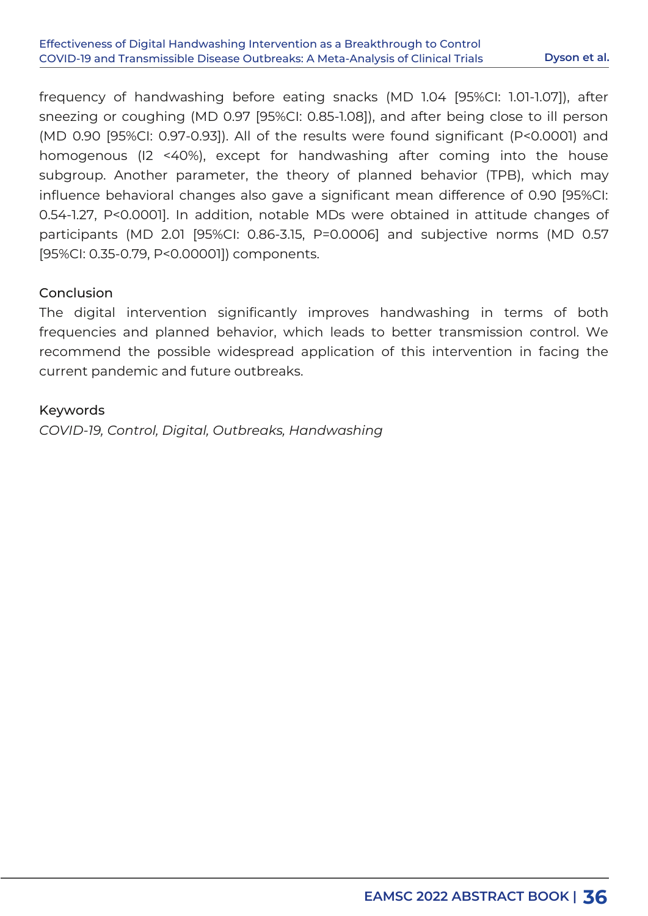frequency of handwashing before eating snacks (MD 1.04 [95%CI: 1.01-1.07]), after sneezing or coughing (MD 0.97 [95%CI: 0.85-1.08]), and after being close to ill person (MD 0.90 [95%CI: 0.97-0.93]). All of the results were found significant ($P<0.0001$) and homogenous ($I2$ <40%), except for handwashing after coming into the house subgroup. Another parameter, the theory of planned behavior (TPB), which may influence behavioral changes also gave a significant mean difference of 0.90 [95%CI: 0.54-1.27, $P<0.0001$]. In addition, notable MDs were obtained in attitude changes of participants (MD 2.01 [95%CI: 0.86-3.15, $P=0.0006$] and subjective norms (MD 0.57 [95%CI: 0.35-0.79, $P<0.00001$]) components.

### Conclusion

The digital intervention significantly improves handwashing in terms of both frequencies and planned behavior, which leads to better transmission control. We recommend the possible widespread application of this intervention in facing the current pandemic and future outbreaks.

### Keywords

*COVID-19, Control, Digital, Outbreaks, Handwashing*